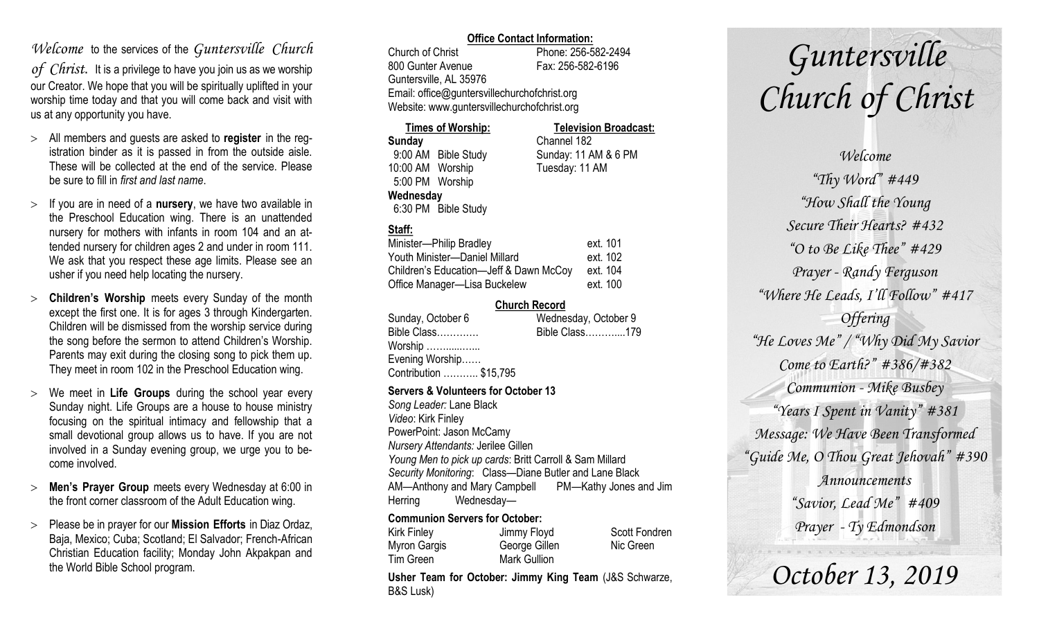*Welcome* to the services of the *Guntersville Church of Christ.* It is a privilege to have you join us as we worship our Creator. We hope that you will be spiritually uplifted in your worship time today and that you will come back and visit with us at any opportunity you have.

- All members and guests are asked to **register** in the registration binder as it is passed in from the outside aisle. These will be collected at the end of the service. Please be sure to fill in *first and last name*.
- If you are in need of a **nursery**, we have two available in the Preschool Education wing. There is an unattended nursery for mothers with infants in room 104 and an attended nursery for children ages 2 and under in room 111. We ask that you respect these age limits. Please see an usher if you need help locating the nursery.
- **Children's Worship** meets every Sunday of the month except the first one. It is for ages 3 through Kindergarten. Children will be dismissed from the worship service during the song before the sermon to attend Children's Worship. Parents may exit during the closing song to pick them up. They meet in room 102 in the Preschool Education wing.
- We meet in **Life Groups** during the school year every Sunday night. Life Groups are a house to house ministry focusing on the spiritual intimacy and fellowship that a small devotional group allows us to have. If you are not involved in a Sunday evening group, we urge you to become involved.
- **Men's Prayer Group** meets every Wednesday at 6:00 in the front corner classroom of the Adult Education wing.
- Please be in prayer for our **Mission Efforts** in Diaz Ordaz, Baja, Mexico; Cuba; Scotland; El Salvador; French-African Christian Education facility; Monday John Akpakpan and the World Bible School program.

**Office Contact Information:**

Church of Christ — Phone: 256-582-2494
800 Gunter Avenue — Fax: 256-582-6196
Guntersville, AL 35976
Email: office@guntersvillechurchofchrist.org
Website: www.guntersvillechurchofchrist.org

**Times of Worship:**

**Sunday**
9:00 AM Bible Study
10:00 AM Worship
5:00 PM Worship

**Wednesday**
6:30 PM Bible Study

**Television Broadcast:**

Channel 182
Sunday: 11 AM & 6 PM
Tuesday: 11 AM

**Staff:**

| | |
|---|---|
| Minister—Philip Bradley | ext. 101 |
| Youth Minister—Daniel Millard | ext. 102 |
| Children's Education—Jeff & Dawn McCoy | ext. 104 |
| Office Manager—Lisa Buckelew | ext. 100 |

**Church Record**

| | |
|---|---|
| Sunday, October 6 | Wednesday, October 9 |
| Bible Class………… | Bible Class………....179 |
| Worship ……...…….. | |
| Evening Worship…… | |
| Contribution ……….. $15,795 | |

**Servers & Volunteers for October 13**

*Song Leader:* Lane Black
*Video*: Kirk Finley
PowerPoint: Jason McCamy
*Nursery Attendants:* Jerilee Gillen
*Young Men to pick up cards*: Britt Carroll & Sam Millard
*Security Monitoring*: Class—Diane Butler and Lane Black
AM—Anthony and Mary Campbell PM—Kathy Jones and Jim Herring Wednesday—

**Communion Servers for October:**

| | | |
|---|---|---|
| Kirk Finley | Jimmy Floyd | Scott Fondren |
| Myron Gargis | George Gillen | Nic Green |
| Tim Green | Mark Gullion | |

**Usher Team for October: Jimmy King Team** (J&S Schwarze, B&S Lusk)

# *Guntersville Church of Christ*

*Welcome*
*"Thy Word" #449*
*"How Shall the Young Secure Their Hearts? #432*
*"O to Be Like Thee" #429*
*Prayer - Randy Ferguson*
*"Where He Leads, I'll Follow" #417*
*Offering*
*"He Loves Me" / "Why Did My Savior Come to Earth?" #386/#382*
*Communion - Mike Busbey*
*"Years I Spent in Vanity" #381*
*Message: We Have Been Transformed*
*"Guide Me, O Thou Great Jehovah" #390*
*Announcements*
*"Savior, Lead Me" #409*
*Prayer - Ty Edmondson*

## *October 13, 2019*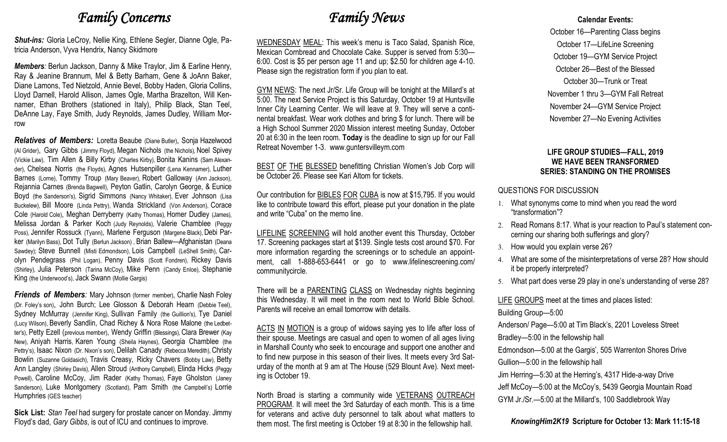# Family Concerns

***Shut-ins:*** Gloria LeCroy, Nellie King, Ethlene Segler, Dianne Ogle, Patricia Anderson, Vyva Hendrix, Nancy Skidmore

***Members:*** Berlun Jackson, Danny & Mike Traylor, Jim & Earline Henry, Ray & Jeanine Brannum, Mel & Betty Barham, Gene & JoAnn Baker, Diane Lamons, Ted Nietzold, Annie Bevel, Bobby Haden, Gloria Collins, Lloyd Darnell, Harold Allison, James Ogle, Martha Brazelton, Will Kennamer, Ethan Brothers (stationed in Italy), Philip Black, Stan Teel, DeAnne Lay, Faye Smith, Judy Reynolds, James Dudley, William Morrow

***Relatives of Members:*** Loretta Beaube (Diane Butler), Sonja Hazelwood (Al Grider), Gary Gibbs (Jimmy Floyd), Megan Nichols (the Nichols), Noel Spivey (Vickie Law), Tim Allen & Billy Kirby (Charles Kirby), Bonita Kanins (Sam Alexander), Chelsea Norris (the Floyds), Agnes Hutsenpiller (Lena Kennamer), Luther Barnes (Lorne), Tommy Troup (Mary Beaver), Robert Galloway (Ann Jackson), Rejannia Carnes (Brenda Bagwell), Peyton Gatlin, Carolyn George, & Eunice Boyd (the Sanderson's), Sigrid Simmons (Nancy Whitaker), Ever Johnson (Lisa Buckelew), Bill Moore (Linda Pettry), Wanda Strickland (Von Anderson), Corace Cole (Harold Cole), Meghan Derryberry (Kathy Thomas), Homer Dudley (James), Melissa Jordan & Parker Koch (Judy Reynolds), Valerie Chamblee (Peggy Poss), Jennifer Rossuck (Tyann), Marlene Ferguson (Margene Black), Debi Parker (Marilyn Bass), Dot Tully (Berlun Jackson) , Brian Ballew—Afghanistan (Deana Sawdey); Steve Bunnell (Misti Edmondson), Lois Campbell (LeShell Smith), Carolyn Pendegrass (Phil Logan), Penny Davis (Scott Fondren), Rickey Davis (Shirley), Julia Peterson (Tarina McCoy), Mike Penn (Candy Enloe), Stephanie King (the Underwood's), Jack Swann (Mollie Gargis)

***Friends of Members:*** Mary Johnson (former member), Charlie Nash Foley (Dr. Foley's son), John Burch; Lee Glosson & Deborah Hearn (Debbie Teel), Sydney McMurray (Jennifer King), Sullivan Family (the Guillion's), Tye Daniel (Lucy Wilson), Beverly Sandlin, Chad Richey & Nora Rose Malone (the Ledbetter's), Petty Ezell (previous member), Wendy Griffin (Blessings), Clara Brewer (Kay New), Aniyah Harris, Karen Young (Sheila Haynes), Georgia Chamblee (the Pettry's), Isaac Nixon (Dr. Nixon's son), Delilah Canady (Rebecca Meredith), Christy Bowlin (Suzanne Goldasich), Travis Creasy, Ricky Chavers (Bobby Law), Betty Ann Langley (Shirley Davis), Allen Stroud (Anthony Campbell), Elinda Hicks (Peggy Powell), Caroline McCoy, Jim Rader (Kathy Thomas), Faye Gholston (Janey Sanderson), Luke Montgomery (Scotland), Pam Smith (the Campbell's) Lorrie Humphries (GES teacher)

**Sick List:** *Stan Teel* had surgery for prostate cancer on Monday. Jimmy Floyd's dad, *Gary Gibbs*, is out of ICU and continues to improve.

# Family News

WEDNESDAY MEAL: This week's menu is Taco Salad, Spanish Rice, Mexican Cornbread and Chocolate Cake. Supper is served from 5:30—6:00. Cost is $5 per person age 11 and up; $2.50 for children age 4-10. Please sign the registration form if you plan to eat.

GYM NEWS: The next Jr/Sr. Life Group will be tonight at the Millard's at 5:00. The next Service Project is this Saturday, October 19 at Huntsville Inner City Learning Center. We will leave at 9. They will serve a continental breakfast. Wear work clothes and bring $ for lunch. There will be a High School Summer 2020 Mission interest meeting Sunday, October 20 at 6:30 in the teen room. **Today** is the deadline to sign up for our Fall Retreat November 1-3. www.guntersvilleym.com

BEST OF THE BLESSED benefitting Christian Women's Job Corp will be October 26. Please see Kari Altom for tickets.

Our contribution for BIBLES FOR CUBA is now at $15,795. If you would like to contribute toward this effort, please put your donation in the plate and write "Cuba" on the memo line.

LIFELINE SCREENING will hold another event this Thursday, October 17. Screening packages start at $139. Single tests cost around $70. For more information regarding the screenings or to schedule an appointment, call 1-888-653-6441 or go to www.lifelinescreening.com/communitycircle.

There will be a PARENTING CLASS on Wednesday nights beginning this Wednesday. It will meet in the room next to World Bible School. Parents will receive an email tomorrow with details.

ACTS IN MOTION is a group of widows saying yes to life after loss of their spouse. Meetings are casual and open to women of all ages living in Marshall County who seek to encourage and support one another and to find new purpose in this season of their lives. It meets every 3rd Saturday of the month at 9 am at The House (529 Blount Ave). Next meeting is October 19.

North Broad is starting a community wide VETERANS OUTREACH PROGRAM. It will meet the 3rd Saturday of each month. This is a time for veterans and active duty personnel to talk about what matters to them most. The first meeting is October 19 at 8:30 in the fellowship hall.

**Calendar Events:**

October 16—Parenting Class begins
October 17—LifeLine Screening
October 19—GYM Service Project
October 26—Best of the Blessed
October 30—Trunk or Treat
November 1 thru 3—GYM Fall Retreat
November 24—GYM Service Project
November 27—No Evening Activities

**LIFE GROUP STUDIES—FALL, 2019**
**WE HAVE BEEN TRANSFORMED**
**SERIES: STANDING ON THE PROMISES**

QUESTIONS FOR DISCUSSION

1. What synonyms come to mind when you read the word "transformation"?
2. Read Romans 8:17. What is your reaction to Paul's statement concerning our sharing both sufferings and glory?
3. How would you explain verse 26?
4. What are some of the misinterpretations of verse 28? How should it be properly interpreted?
5. What part does verse 29 play in one's understanding of verse 28?

LIFE GROUPS meet at the times and places listed:

Building Group—5:00
Anderson/ Page—5:00 at Tim Black's, 2201 Loveless Street
Bradley—5:00 in the fellowship hall
Edmondson—5:00 at the Gargis', 505 Warrenton Shores Drive
Gullion—5:00 in the fellowship hall
Jim Herring—5:30 at the Herring's, 4317 Hide-a-way Drive
Jeff McCoy—5:00 at the McCoy's, 5439 Georgia Mountain Road
GYM Jr./Sr.—5:00 at the Millard's, 100 Saddlebrook Way

***KnowingHim2K19* Scripture for October 13: Mark 11:15-18**